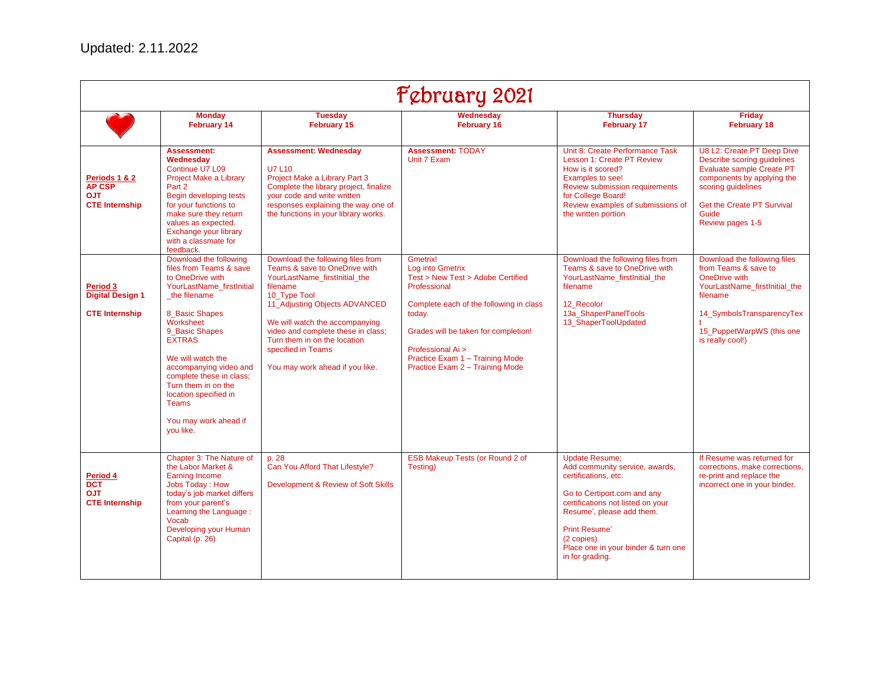Updated: 2.11.2022

| February 2021 | | | | | |
|---|---|---|---|---|---|
| | **Monday February 14** | **Tuesday February 15** | **Wednesday February 16** | **Thursday February 17** | **Friday February 18** |
| **Periods 1 & 2** **AP CSP** **OJT** **CTE Internship** | **Assessment: Wednesday** Continue U7 L09 Project Make a Library Part 2 Begin developing tests for your functions to make sure they return values as expected. Exchange your library with a classmate for feedback. | **Assessment: Wednesday** U7 L10 Project Make a Library Part 3 Complete the library project, finalize your code and write written responses explaining the way one of the functions in your library works. | **Assessment:** TODAY Unit 7 Exam | Unit 8: Create Performance Task Lesson 1: Create PT Review How is it scored? Examples to see! Review submission requirements for College Board! Review examples of submissions of the written portion | U8 L2: Create PT Deep Dive Describe scoring guidelines Evaluate sample Create PT components by applying the scoring guidelines Get the Create PT Survival Guide Review pages 1-5 |
| **Period 3** **Digital Design 1** **CTE Internship** | Download the following files from Teams & save to OneDrive with YourLastName_firstInitial_the filename 8_Basic Shapes Worksheet 9_Basic Shapes EXTRAS We will watch the accompanying video and complete these in class; Turn them in on the location specified in Teams You may work ahead if you like. | Download the following files from Teams & save to OneDrive with YourLastName_firstInitial_the filename 10_Type Tool 11_Adjusting Objects ADVANCED We will watch the accompanying video and complete these in class; Turn them in on the location specified in Teams You may work ahead if you like. | Gmetrix! Log into Gmetrix Test > New Test > Adobe Certified Professional Complete each of the following in class today. Grades will be taken for completion! Professional Ai > Practice Exam 1 – Training Mode Practice Exam 2 – Training Mode | Download the following files from Teams & save to OneDrive with YourLastName_firstInitial_the filename 12_Recolor 13a_ShaperPanelTools 13_ShaperToolUpdated | Download the following files from Teams & save to OneDrive with YourLastName_firstInitial_the filename 14_SymbolsTransparencyText 15_PuppetWarpWS (this one is really cool!) |
| **Period 4** **DCT** **OJT** **CTE Internship** | Chapter 3: The Nature of the Labor Market & Earning Income Jobs Today : How today's job market differs from your parent's Learning the Language : Vocab Developing your Human Capital (p. 26) | p. 28 Can You Afford That Lifestyle? Development & Review of Soft Skills | ESB Makeup Tests (or Round 2 of Testing) | Update Resume; Add community service, awards, certifications, etc. Go to Certiport.com and any certifications not listed on your Resume', please add them. Print Resume' (2 copies) Place one in your binder & turn one in for grading. | If Resume was returned for corrections, make corrections, re-print and replace the incorrect one in your binder. |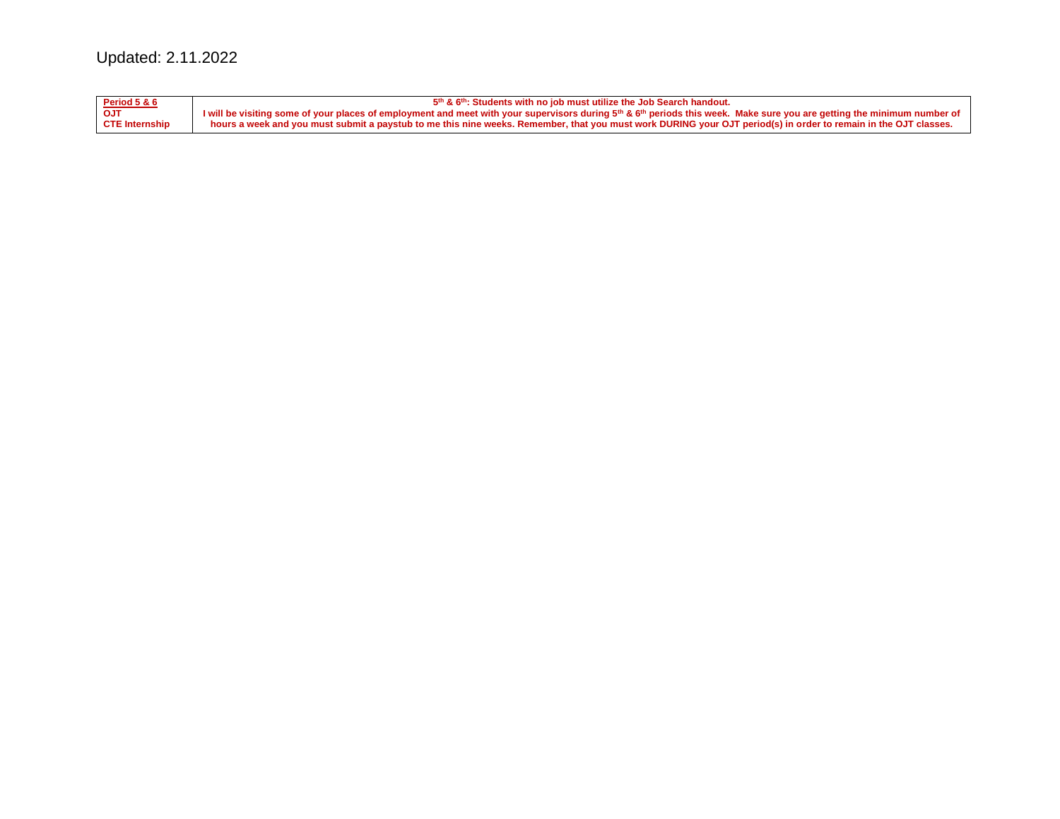Updated: 2.11.2022

| | |
|---|---|
| **Period 5 & 6**<br>**OJT**<br>**CTE Internship** | **5th & 6th: Students with no job must utilize the Job Search handout.**<br>**I will be visiting some of your places of employment and meet with your supervisors during 5th & 6th periods this week. Make sure you are getting the minimum number of hours a week and you must submit a paystub to me this nine weeks. Remember, that you must work DURING your OJT period(s) in order to remain in the OJT classes.** |